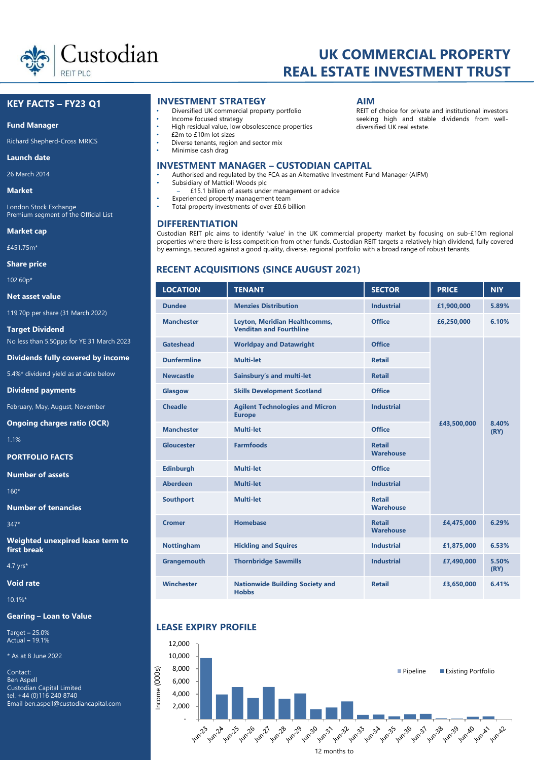# UK COMMERCIAL PROPERTY REAL ESTATE INVESTMENT TRUST

Custodian REIT PLC

## KEY FACTS – FY23 Q1

**Fund Manager**

Richard Shepherd-Cross MRICS

**Launch date**

26 March 2014

**Market**

London Stock Exchange
Premium segment of the Official List

**Market cap**

£451.75m*

**Share price**

102.60p*

**Net asset value**

119.70p per share (31 March 2022)

**Target Dividend**

No less than 5.50pps for YE 31 March 2023

**Dividends fully covered by income**

5.4%* dividend yield as at date below

**Dividend payments**

February, May, August, November

**Ongoing charges ratio (OCR)**

1.1%

**PORTFOLIO FACTS**

**Number of assets**

160*

**Number of tenancies**

347*

**Weighted unexpired lease term to first break**

4.7 yrs*

**Void rate**

10.1%*

**Gearing – Loan to Value**

Target – 25.0%
Actual – 19.1%

* As at 8 June 2022

Contact:
Ben Aspell
Custodian Capital Limited
tel. +44 (0)116 240 8740
Email ben.aspell@custodiancapital.com

## INVESTMENT STRATEGY

- Diversified UK commercial property portfolio
- Income focused strategy
- High residual value, low obsolescence properties
- £2m to £10m lot sizes
- Diverse tenants, region and sector mix
- Minimise cash drag

## AIM

REIT of choice for private and institutional investors seeking high and stable dividends from well-diversified UK real estate.

## INVESTMENT MANAGER – CUSTODIAN CAPITAL

- Authorised and regulated by the FCA as an Alternative Investment Fund Manager (AIFM)
- Subsidiary of Mattioli Woods plc
  - £15.1 billion of assets under management or advice
- Experienced property management team
- Total property investments of over £0.6 billion

## DIFFERENTIATION

Custodian REIT plc aims to identify 'value' in the UK commercial property market by focusing on sub-£10m regional properties where there is less competition from other funds. Custodian REIT targets a relatively high dividend, fully covered by earnings, secured against a good quality, diverse, regional portfolio with a broad range of robust tenants.

## RECENT ACQUISITIONS (SINCE AUGUST 2021)

| LOCATION | TENANT | SECTOR | PRICE | NIY |
|---|---|---|---|---|
| Dundee | Menzies Distribution | Industrial | £1,900,000 | 5.89% |
| Manchester | Leyton, Meridian Healthcomms, Veditan and Fourthline | Office | £6,250,000 | 6.10% |
| Gateshead | Worldpay and Datawright | Office | £43,500,000 | 8.40% (RY) |
| Dunfermline | Multi-let | Retail | | |
| Newcastle | Sainsbury's and multi-let | Retail | | |
| Glasgow | Skills Development Scotland | Office | | |
| Cheadle | Agilent Technologies and Micron Europe | Industrial | | |
| Manchester | Multi-let | Office | | |
| Gloucester | Farmfoods | Retail Warehouse | | |
| Edinburgh | Multi-let | Office | | |
| Aberdeen | Multi-let | Industrial | | |
| Southport | Multi-let | Retail Warehouse | | |
| Cromer | Homebase | Retail Warehouse | £4,475,000 | 6.29% |
| Nottingham | Hickling and Squires | Industrial | £1,875,000 | 6.53% |
| Grangemouth | Thornbridge Sawmills | Industrial | £7,490,000 | 5.50% (RY) |
| Winchester | Nationwide Building Society and Hobbs | Retail | £3,650,000 | 6.41% |

## LEASE EXPIRY PROFILE

Bar chart: Income (000s) by 12 months to, Jun-23 to Jun-42 (Pipeline; Existing Portfolio)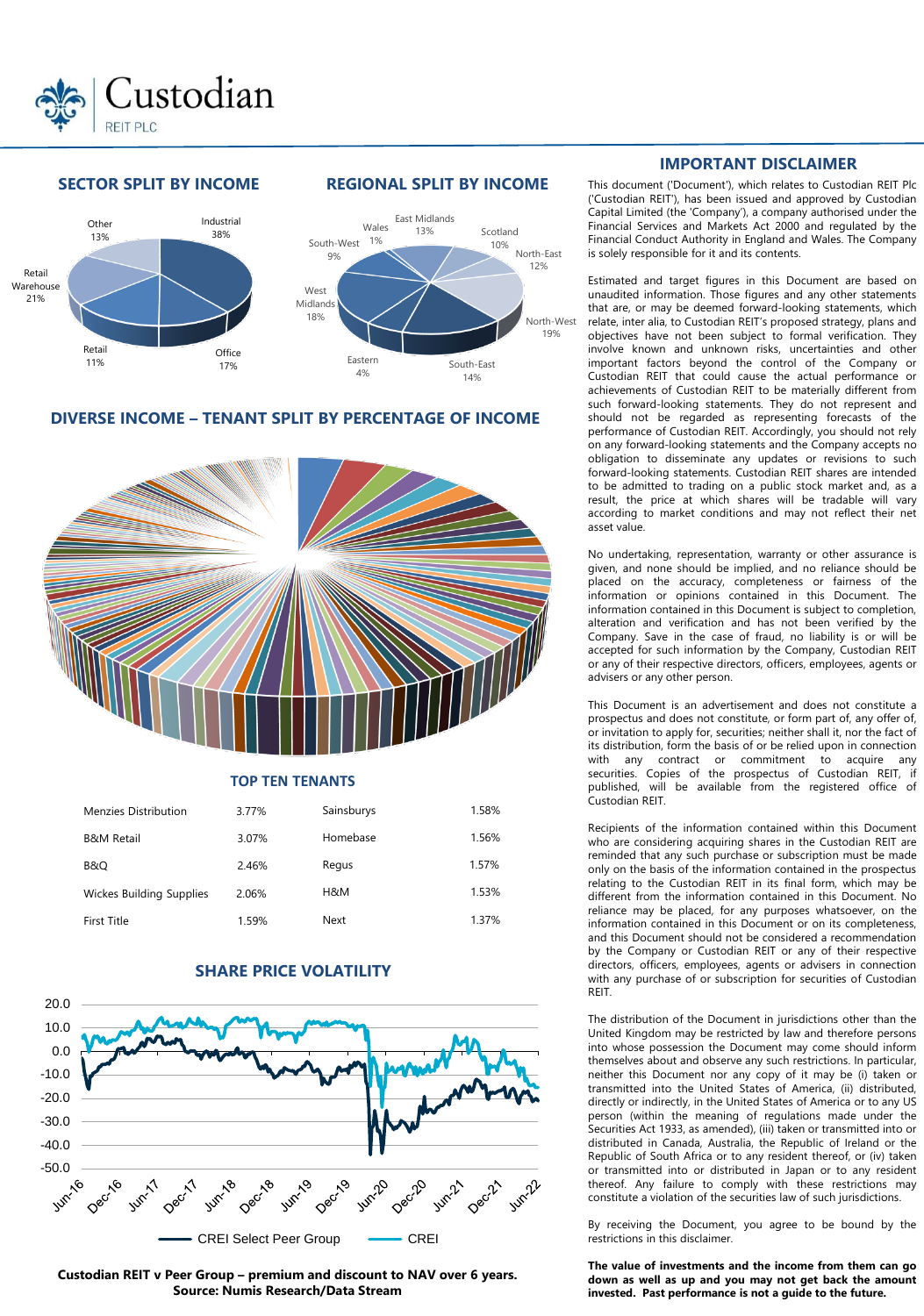Custodian REIT PLC

## SECTOR SPLIT BY INCOME

Industrial 38%
Office 17%
Retail 11%
Retail Warehouse 21%
Other 13%

## REGIONAL SPLIT BY INCOME

East Midlands 13%
Scotland 10%
North-East 12%
North-West 19%
South-East 14%
Eastern 4%
West Midlands 18%
South-West 9%
Wales 1%

## DIVERSE INCOME – TENANT SPLIT BY PERCENTAGE OF INCOME

## TOP TEN TENANTS

| | | | |
|---|---|---|---|
| Menzies Distribution | 3.77% | Sainsburys | 1.58% |
| B&M Retail | 3.07% | Homebase | 1.56% |
| B&Q | 2.46% | Regus | 1.57% |
| Wickes Building Supplies | 2.06% | H&M | 1.53% |
| First Title | 1.59% | Next | 1.37% |

## SHARE PRICE VOLATILITY

20.0
10.0
0.0
-10.0
-20.0
-30.0
-40.0
-50.0

Jun-16 Dec-16 Jun-17 Dec-17 Jun-18 Dec-18 Jun-19 Dec-19 Jun-20 Dec-20 Jun-21 Dec-21 Jun-22

CREI Select Peer Group — CREI

**Custodian REIT v Peer Group – premium and discount to NAV over 6 years. Source: Numis Research/Data Stream**

## IMPORTANT DISCLAIMER

This document ('Document'), which relates to Custodian REIT Plc ('Custodian REIT'), has been issued and approved by Custodian Capital Limited (the 'Company'), a company authorised under the Financial Services and Markets Act 2000 and regulated by the Financial Conduct Authority in England and Wales. The Company is solely responsible for it and its contents.

Estimated and target figures in this Document are based on unaudited information. Those figures and any other statements that are, or may be deemed forward-looking statements, which relate, inter alia, to Custodian REIT's proposed strategy, plans and objectives have not been subject to formal verification. They involve known and unknown risks, uncertainties and other important factors beyond the control of the Company or Custodian REIT that could cause the actual performance or achievements of Custodian REIT to be materially different from such forward-looking statements. They do not represent and should not be regarded as representing forecasts of the performance of Custodian REIT. Accordingly, you should not rely on any forward-looking statements and the Company accepts no obligation to disseminate any updates or revisions to such forward-looking statements. Custodian REIT shares are intended to be admitted to trading on a public stock market and, as a result, the price at which shares will be tradable will vary according to market conditions and may not reflect their net asset value.

No undertaking, representation, warranty or other assurance is given, and none should be implied, and no reliance should be placed on the accuracy, completeness or fairness of the information or opinions contained in this Document. The information contained in this Document is subject to completion, alteration and verification and has not been verified by the Company. Save in the case of fraud, no liability is or will be accepted for such information by the Company, Custodian REIT or any of their respective directors, officers, employees, agents or advisers or any other person.

This Document is an advertisement and does not constitute a prospectus and does not constitute, or form part of, any offer of, or invitation to apply for, securities; neither shall it, nor the fact of its distribution, form the basis of or be relied upon in connection with any contract or commitment to acquire any securities. Copies of the prospectus of Custodian REIT, if published, will be available from the registered office of Custodian REIT.

Recipients of the information contained within this Document who are considering acquiring shares in the Custodian REIT are reminded that any such purchase or subscription must be made only on the basis of the information contained in the prospectus relating to the Custodian REIT in its final form, which may be different from the information contained in this Document. No reliance may be placed, for any purposes whatsoever, on the information contained in this Document or on its completeness, and this Document should not be considered a recommendation by the Company or Custodian REIT or any of their respective directors, officers, employees, agents or advisers in connection with any purchase of or subscription for securities of Custodian REIT.

The distribution of the Document in jurisdictions other than the United Kingdom may be restricted by law and therefore persons into whose possession the Document may come should inform themselves about and observe any such restrictions. In particular, neither this Document nor any copy of it may be (i) taken or transmitted into the United States of America, (ii) distributed, directly or indirectly, in the United States of America or to any US person (within the meaning of regulations made under the Securities Act 1933, as amended), (iii) taken or transmitted into or distributed in Canada, Australia, the Republic of Ireland or the Republic of South Africa or to any resident thereof, or (iv) taken or transmitted into or distributed in Japan or to any resident thereof. Any failure to comply with these restrictions may constitute a violation of the securities law of such jurisdictions.

By receiving the Document, you agree to be bound by the restrictions in this disclaimer.

**The value of investments and the income from them can go down as well as up and you may not get back the amount invested. Past performance is not a guide to the future.**